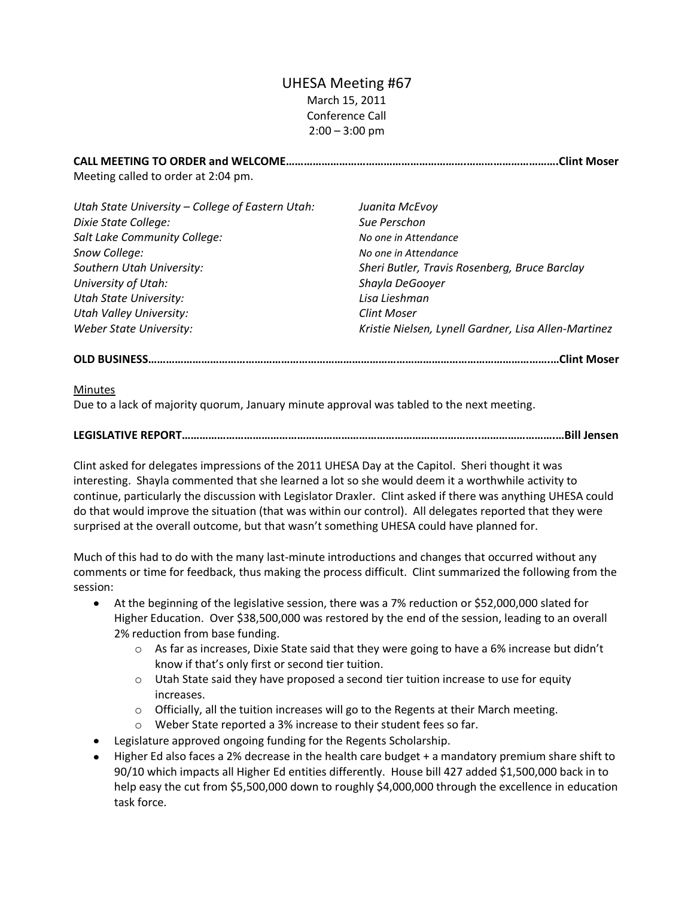# UHESA Meeting #67

March 15, 2011
Conference Call
2:00 – 3:00 pm

**CALL MEETING TO ORDER and WELCOME……………………………………………………..……………………….Clint Moser**

Meeting called to order at 2:04 pm.

| | |
|---|---|
| *Utah State University – College of Eastern Utah:* | *Juanita McEvoy* |
| *Dixie State College:* | *Sue Perschon* |
| *Salt Lake Community College:* | *No one in Attendance* |
| *Snow College:* | *No one in Attendance* |
| *Southern Utah University:* | *Sheri Butler, Travis Rosenberg, Bruce Barclay* |
| *University of Utah:* | *Shayla DeGooyer* |
| *Utah State University:* | *Lisa Lieshman* |
| *Utah Valley University:* | *Clint Moser* |
| *Weber State University:* | *Kristie Nielsen, Lynell Gardner, Lisa Allen-Martinez* |

**OLD BUSINESS…………………………………………………………………………………………………………………...Clint Moser**

Minutes

Due to a lack of majority quorum, January minute approval was tabled to the next meeting.

**LEGISLATIVE REPORT…………………………………………………………………………………..……………………..Bill Jensen**

Clint asked for delegates impressions of the 2011 UHESA Day at the Capitol. Sheri thought it was interesting. Shayla commented that she learned a lot so she would deem it a worthwhile activity to continue, particularly the discussion with Legislator Draxler. Clint asked if there was anything UHESA could do that would improve the situation (that was within our control). All delegates reported that they were surprised at the overall outcome, but that wasn't something UHESA could have planned for.

Much of this had to do with the many last-minute introductions and changes that occurred without any comments or time for feedback, thus making the process difficult. Clint summarized the following from the session:

- At the beginning of the legislative session, there was a 7% reduction or $52,000,000 slated for Higher Education. Over $38,500,000 was restored by the end of the session, leading to an overall 2% reduction from base funding.
  - As far as increases, Dixie State said that they were going to have a 6% increase but didn't know if that's only first or second tier tuition.
  - Utah State said they have proposed a second tier tuition increase to use for equity increases.
  - Officially, all the tuition increases will go to the Regents at their March meeting.
  - Weber State reported a 3% increase to their student fees so far.
- Legislature approved ongoing funding for the Regents Scholarship.
- Higher Ed also faces a 2% decrease in the health care budget + a mandatory premium share shift to 90/10 which impacts all Higher Ed entities differently. House bill 427 added $1,500,000 back in to help easy the cut from $5,500,000 down to roughly $4,000,000 through the excellence in education task force.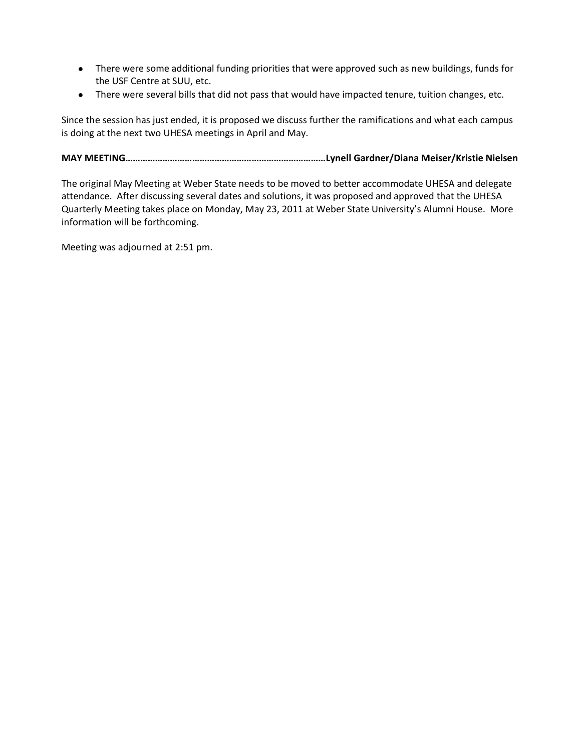- There were some additional funding priorities that were approved such as new buildings, funds for the USF Centre at SUU, etc.
- There were several bills that did not pass that would have impacted tenure, tuition changes, etc.

Since the session has just ended, it is proposed we discuss further the ramifications and what each campus is doing at the next two UHESA meetings in April and May.

**MAY MEETING…………………………………………………………………………Lynell Gardner/Diana Meiser/Kristie Nielsen**

The original May Meeting at Weber State needs to be moved to better accommodate UHESA and delegate attendance. After discussing several dates and solutions, it was proposed and approved that the UHESA Quarterly Meeting takes place on Monday, May 23, 2011 at Weber State University's Alumni House. More information will be forthcoming.

Meeting was adjourned at 2:51 pm.